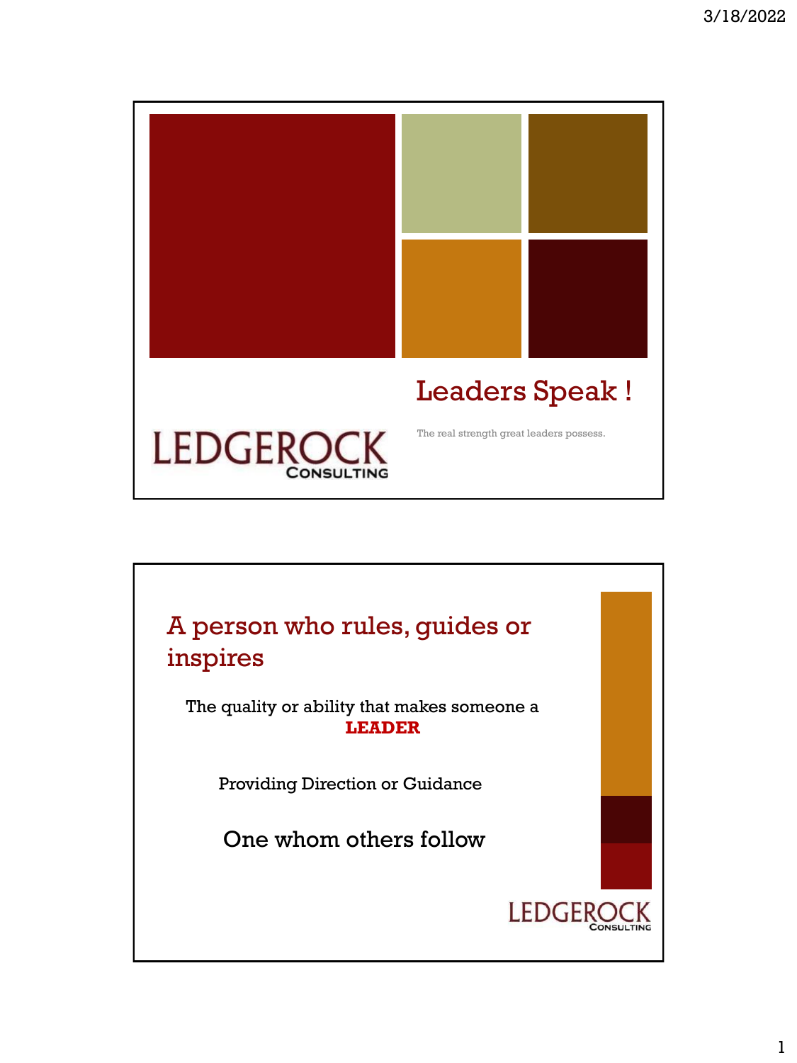# Leaders Speak !

The real strength great leaders possess.

LEDGEROCK CONSULTING

## A person who rules, guides or inspires

The quality or ability that makes someone a **LEADER**

Providing Direction or Guidance

One whom others follow

LEDGEROCK CONSULTING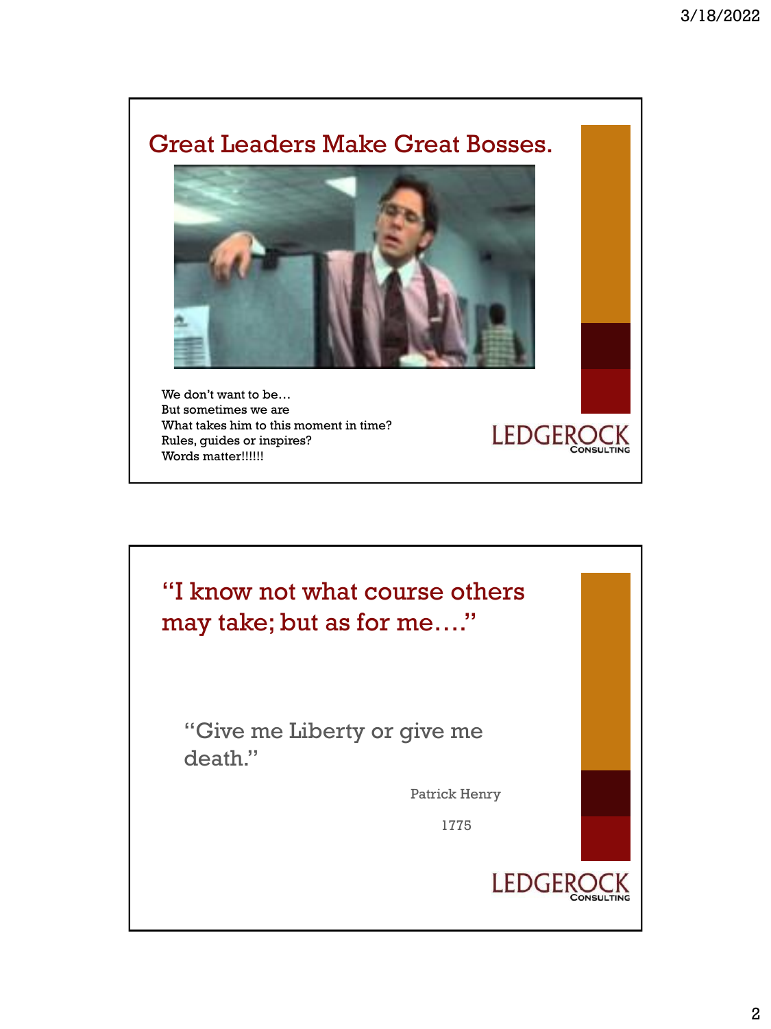## Great Leaders Make Great Bosses.

We don't want to be…
But sometimes we are
What takes him to this moment in time?
Rules, guides or inspires?
Words matter!!!!!!

LEDGEROCK CONSULTING

## "I know not what course others may take; but as for me…."

"Give me Liberty or give me death."

Patrick Henry

1775

LEDGEROCK CONSULTING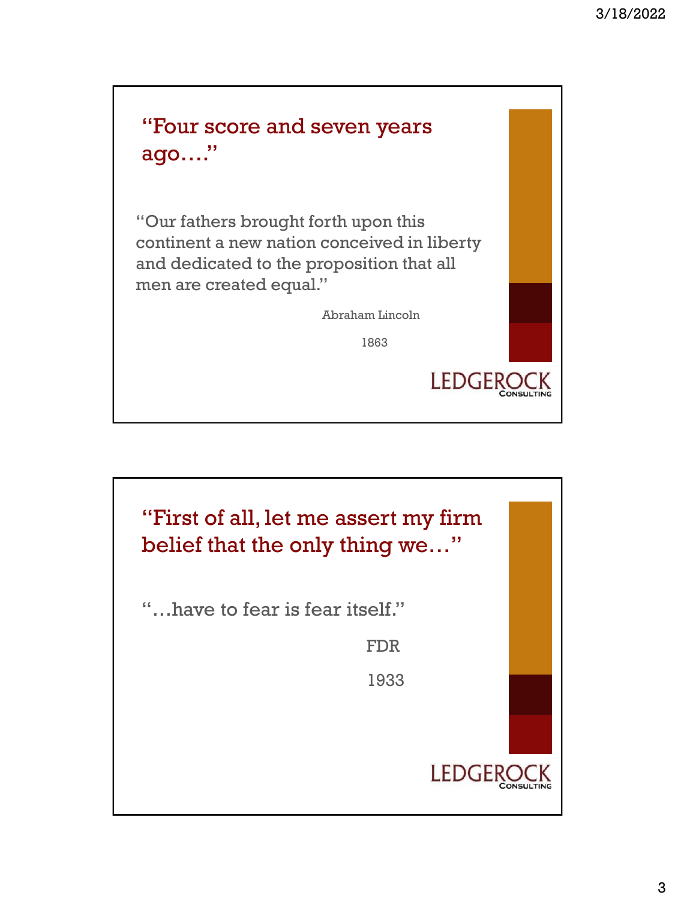## "Four score and seven years ago…."

"Our fathers brought forth upon this continent a new nation conceived in liberty and dedicated to the proposition that all men are created equal."

Abraham Lincoln

1863

LEDGEROCK CONSULTING

---

## "First of all, let me assert my firm belief that the only thing we…"

"…have to fear is fear itself."

FDR

1933

LEDGEROCK CONSULTING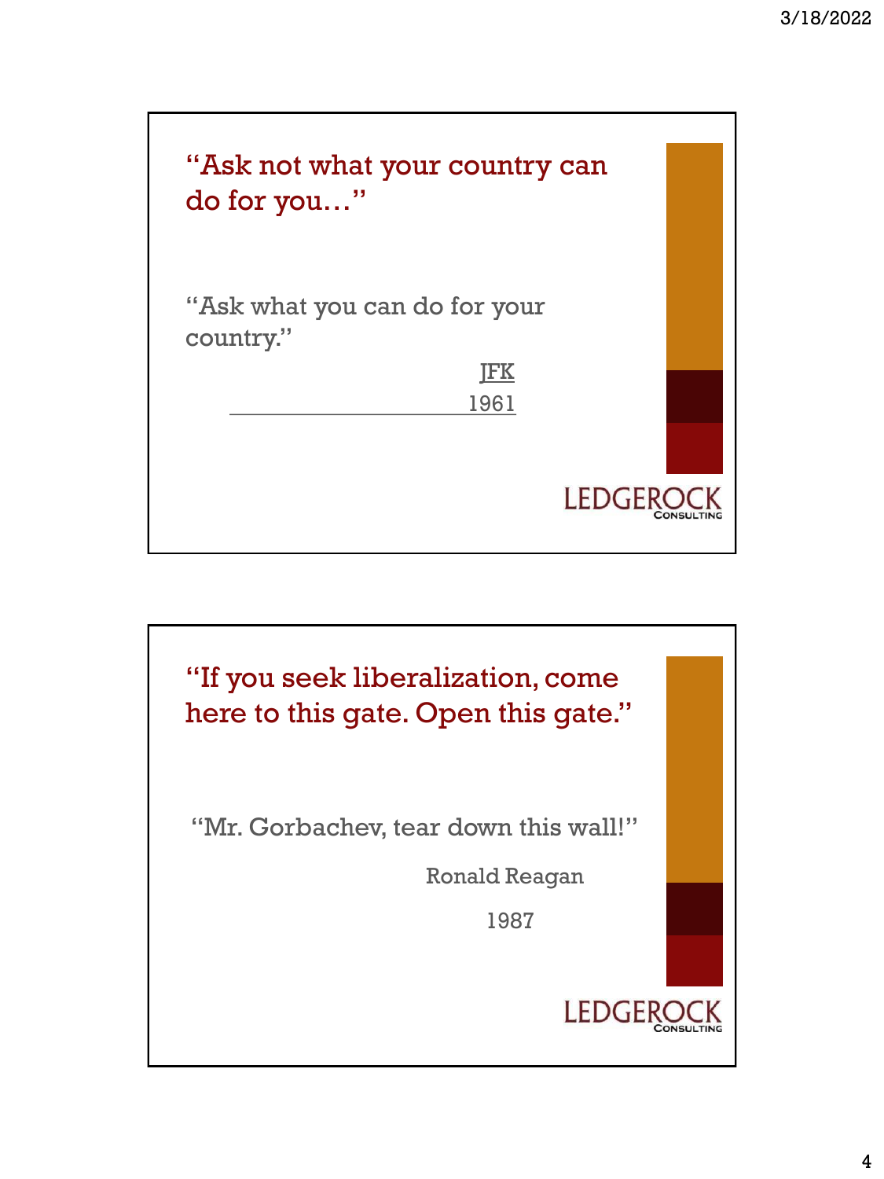## "Ask not what your country can do for you…"

"Ask what you can do for your country."

JFK

1961

LEDGEROCK CONSULTING

## "If you seek liberalization, come here to this gate. Open this gate."

"Mr. Gorbachev, tear down this wall!"

Ronald Reagan

1987

LEDGEROCK CONSULTING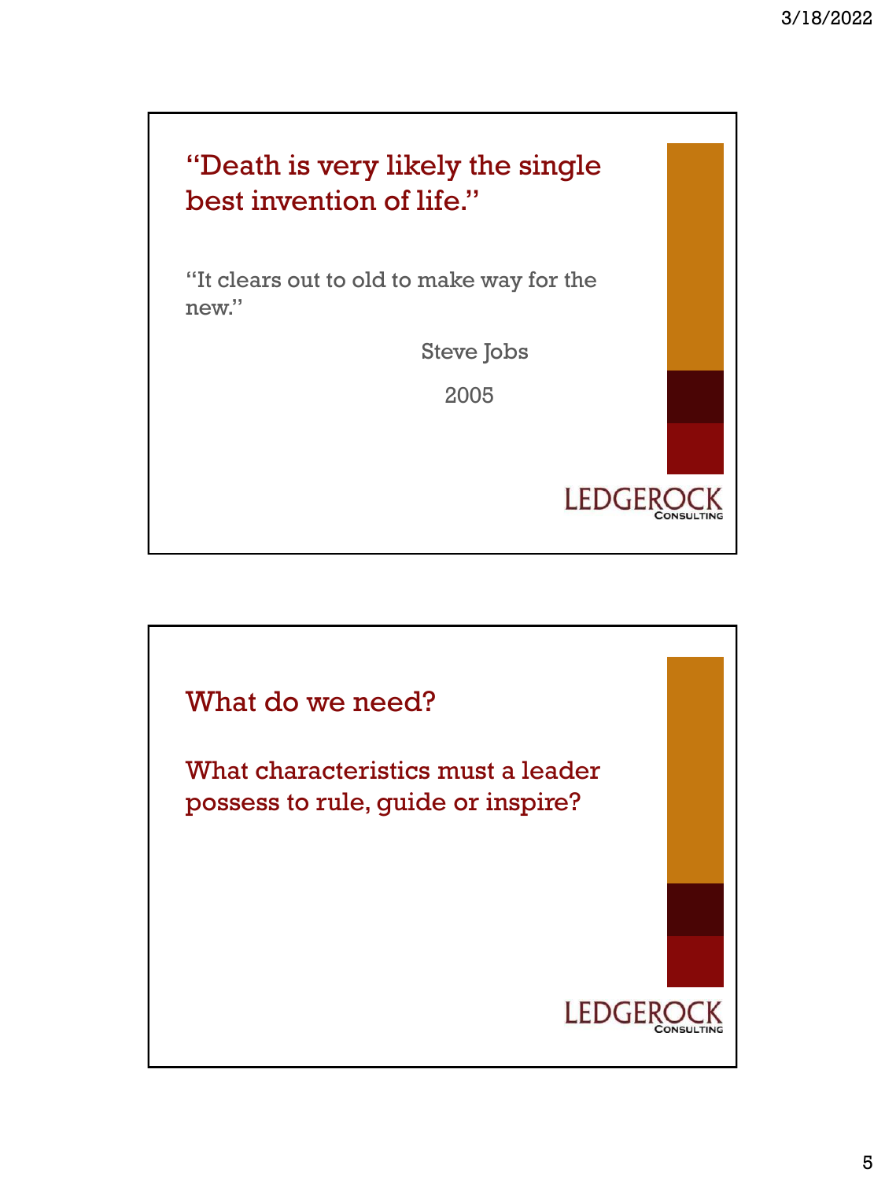## "Death is very likely the single best invention of life."

"It clears out to old to make way for the new."

Steve Jobs

2005

LEDGEROCK CONSULTING

---

## What do we need?

## What characteristics must a leader possess to rule, guide or inspire?

LEDGEROCK CONSULTING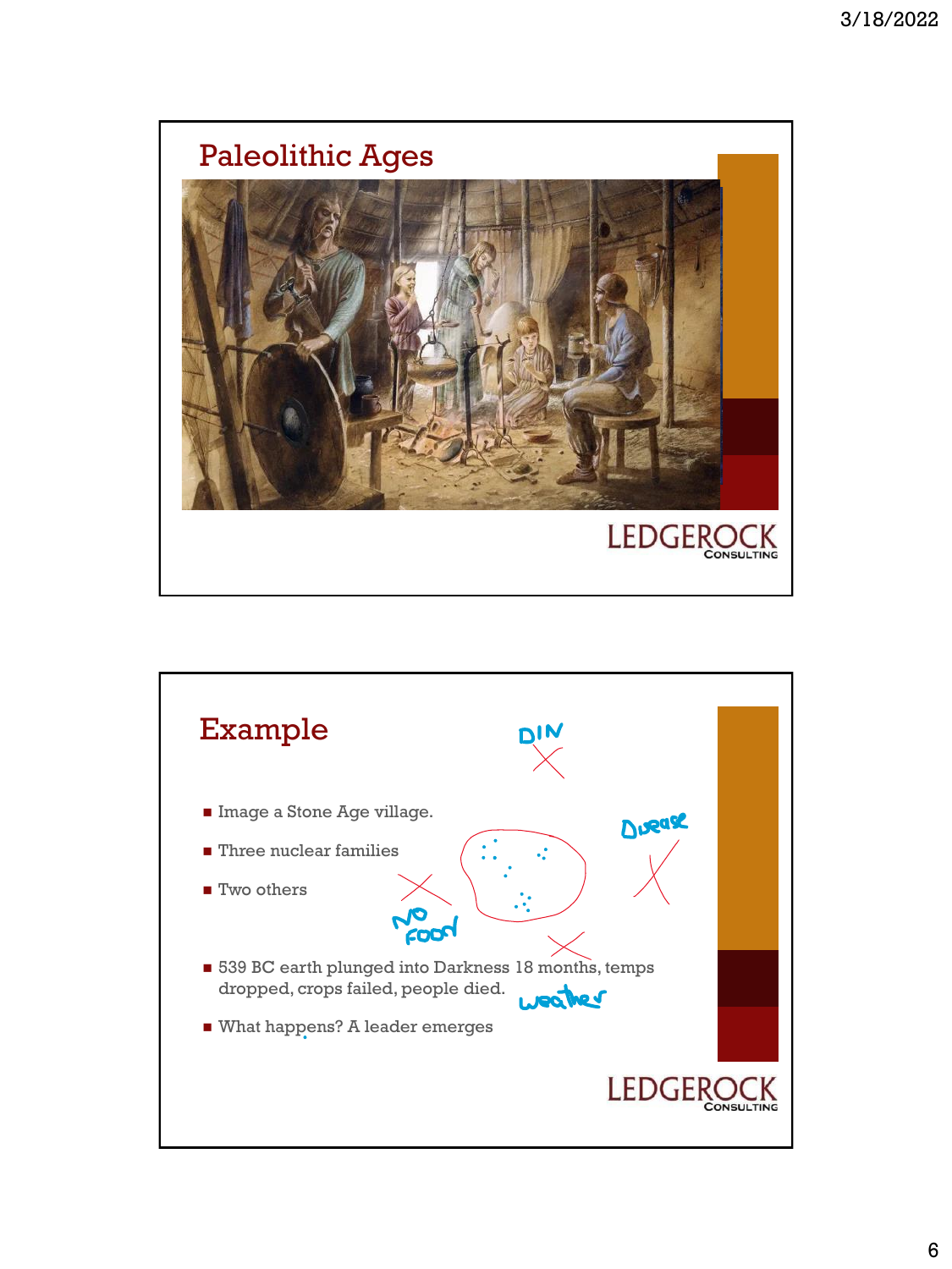## Paleolithic Ages

## Example

- Image a Stone Age village.
- Three nuclear families
- Two others
- 539 BC earth plunged into Darkness 18 months, temps dropped, crops failed, people died.
- What happens? A leader emerges

DIN

Disease

No Food

weather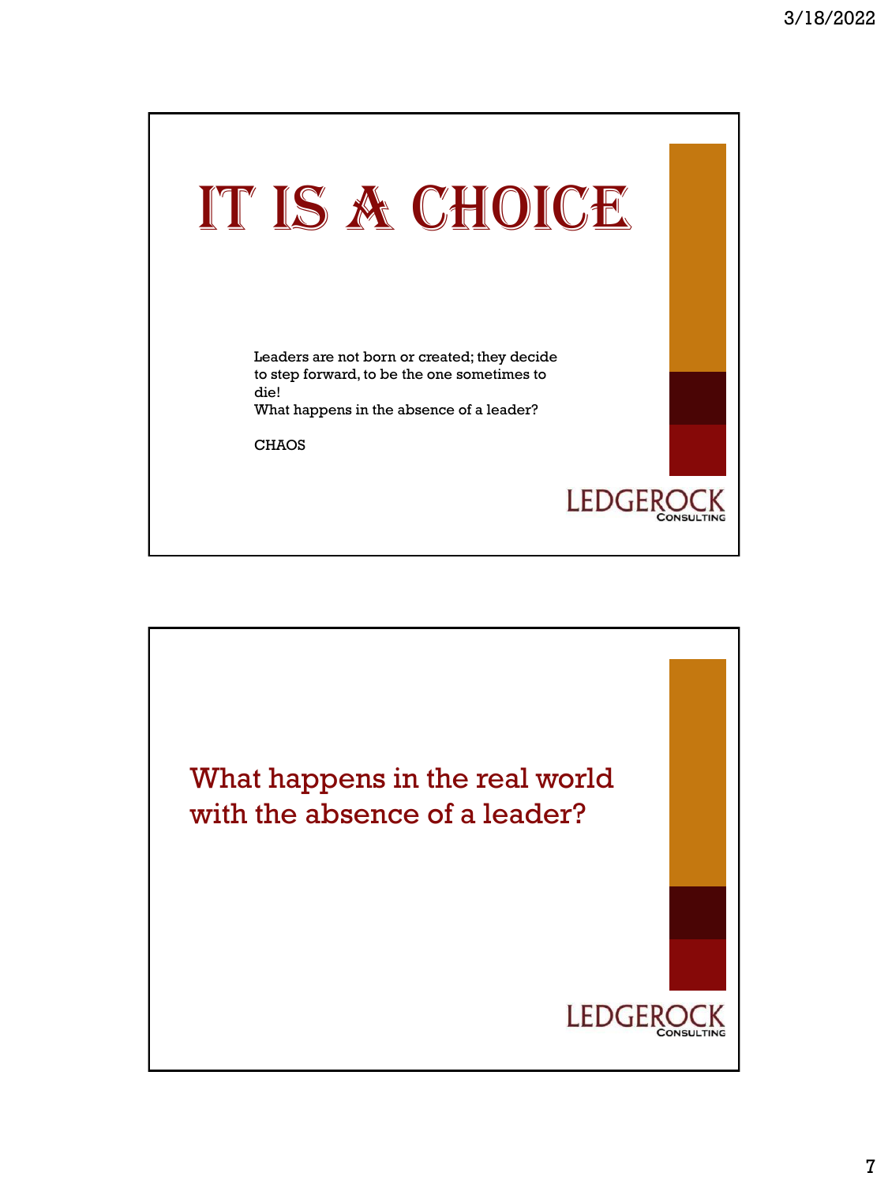# IT IS A CHOICE

Leaders are not born or created; they decide to step forward, to be the one sometimes to die!
What happens in the absence of a leader?

CHAOS

LEDGEROCK CONSULTING

---

## What happens in the real world with the absence of a leader?

LEDGEROCK CONSULTING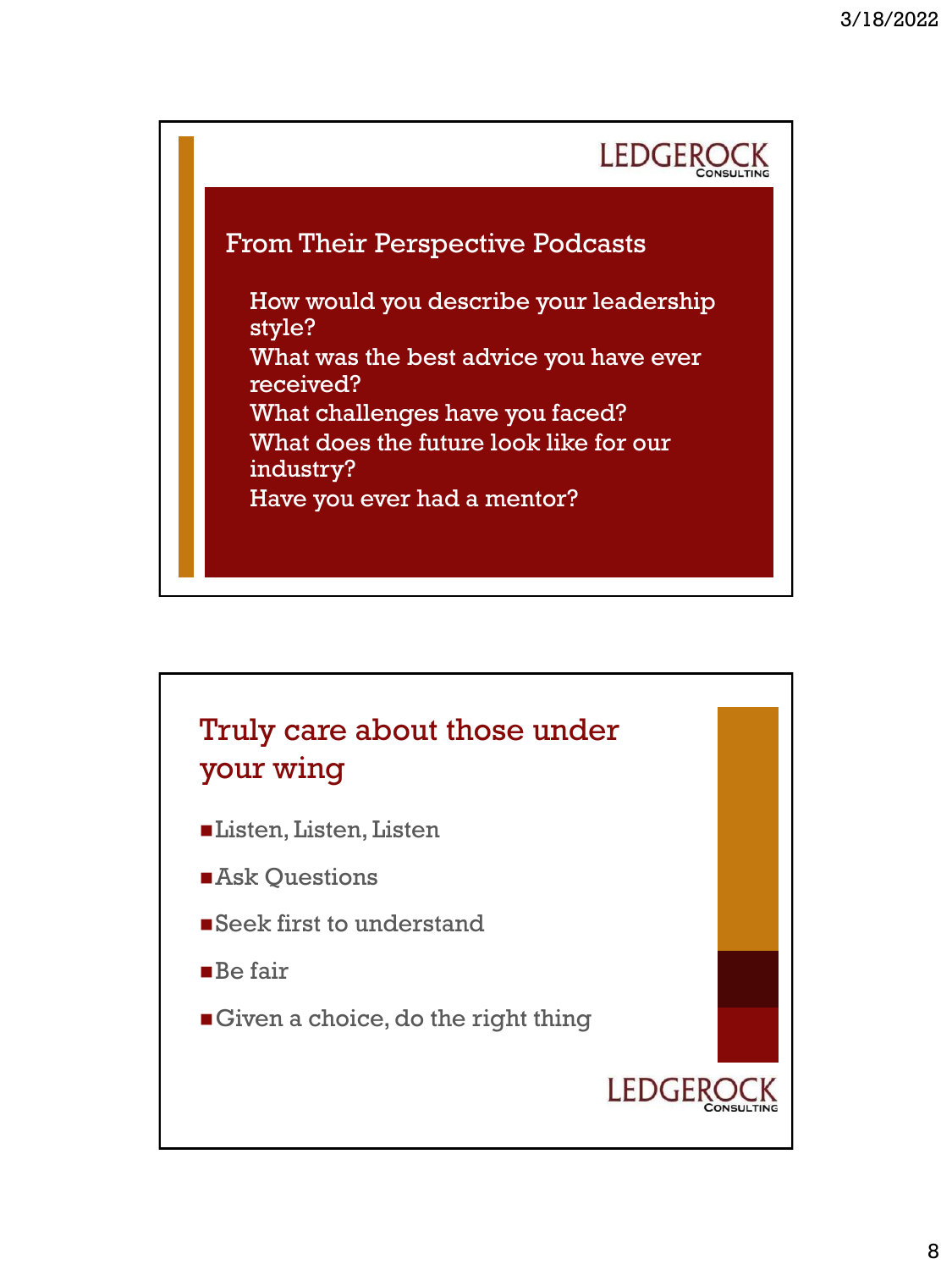## From Their Perspective Podcasts

How would you describe your leadership style?
What was the best advice you have ever received?
What challenges have you faced?
What does the future look like for our industry?
Have you ever had a mentor?

LEDGEROCK CONSULTING

## Truly care about those under your wing

- Listen, Listen, Listen
- Ask Questions
- Seek first to understand
- Be fair
- Given a choice, do the right thing

LEDGEROCK CONSULTING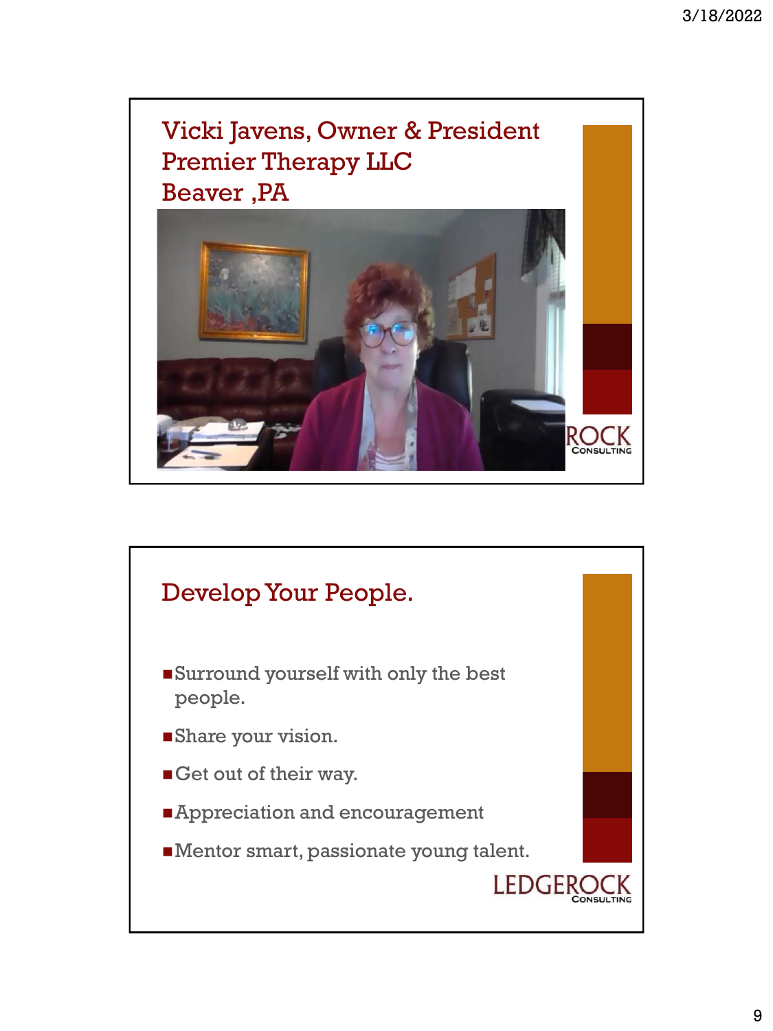## Vicki Javens, Owner & President
## Premier Therapy LLC
## Beaver ,PA

ROCK CONSULTING

## Develop Your People.

- Surround yourself with only the best people.
- Share your vision.
- Get out of their way.
- Appreciation and encouragement
- Mentor smart, passionate young talent.

LEDGEROCK CONSULTING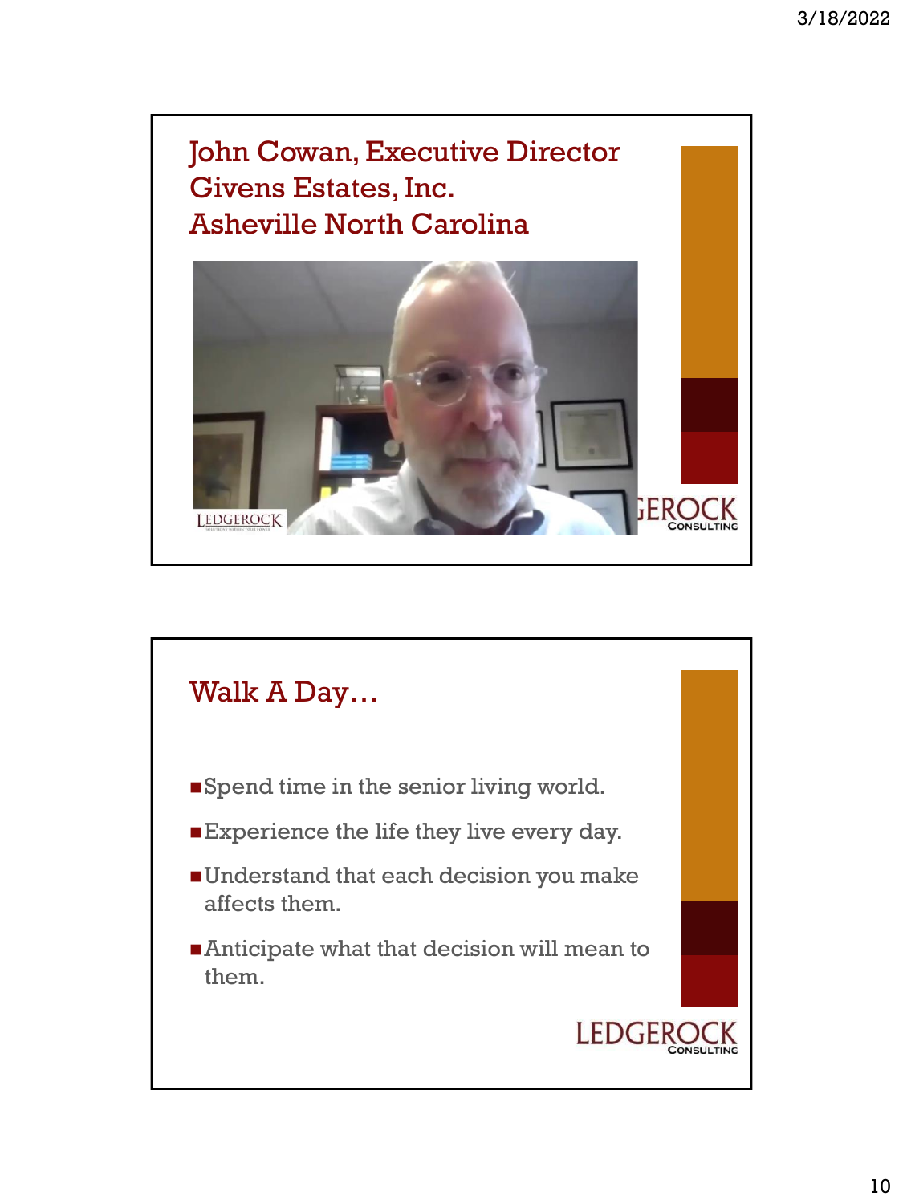## John Cowan, Executive Director
## Givens Estates, Inc.
## Asheville North Carolina

## Walk A Day…

- Spend time in the senior living world.
- Experience the life they live every day.
- Understand that each decision you make affects them.
- Anticipate what that decision will mean to them.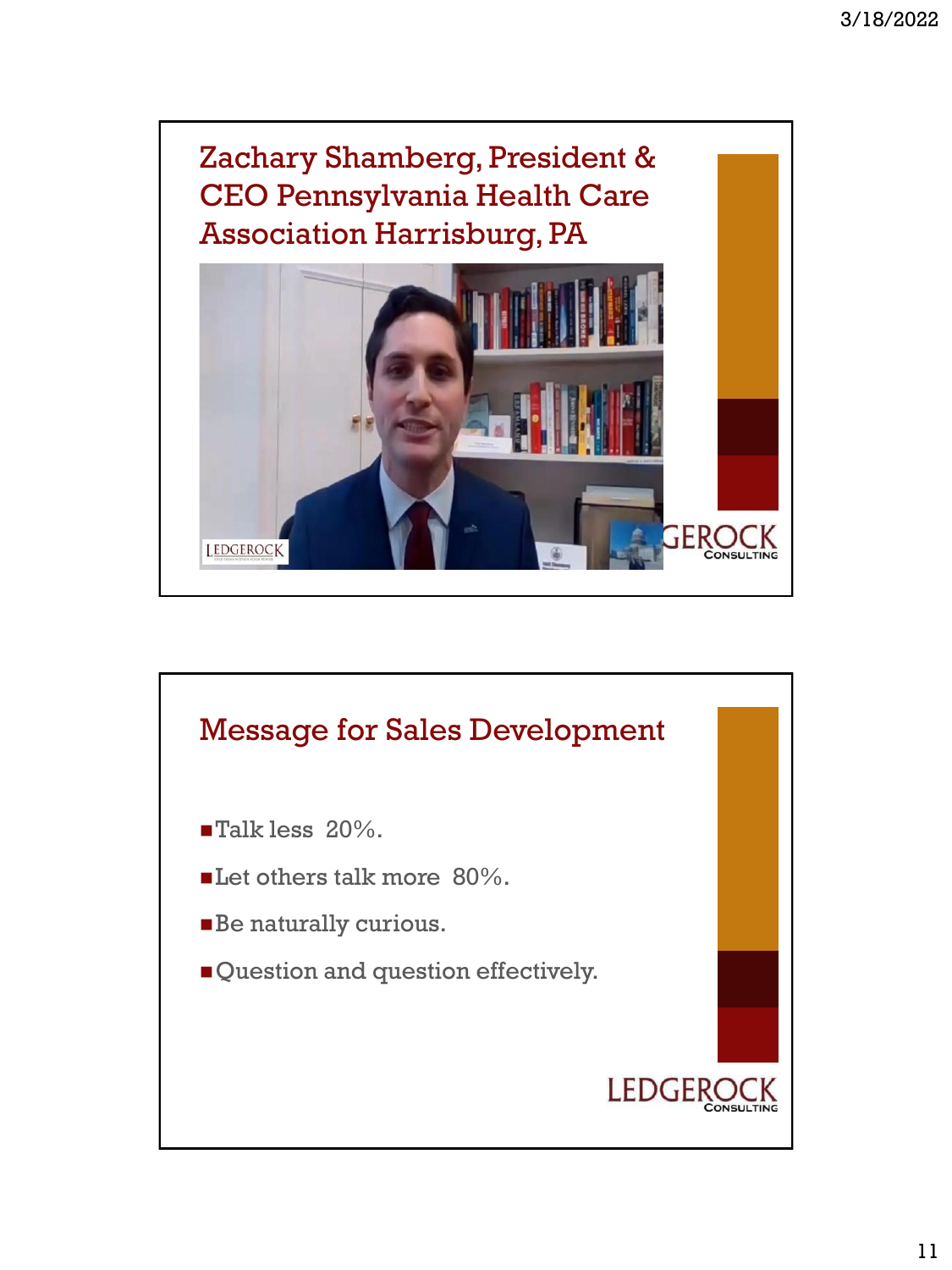## Zachary Shamberg, President & CEO Pennsylvania Health Care Association Harrisburg, PA

## Message for Sales Development

- Talk less 20%.
- Let others talk more 80%.
- Be naturally curious.
- Question and question effectively.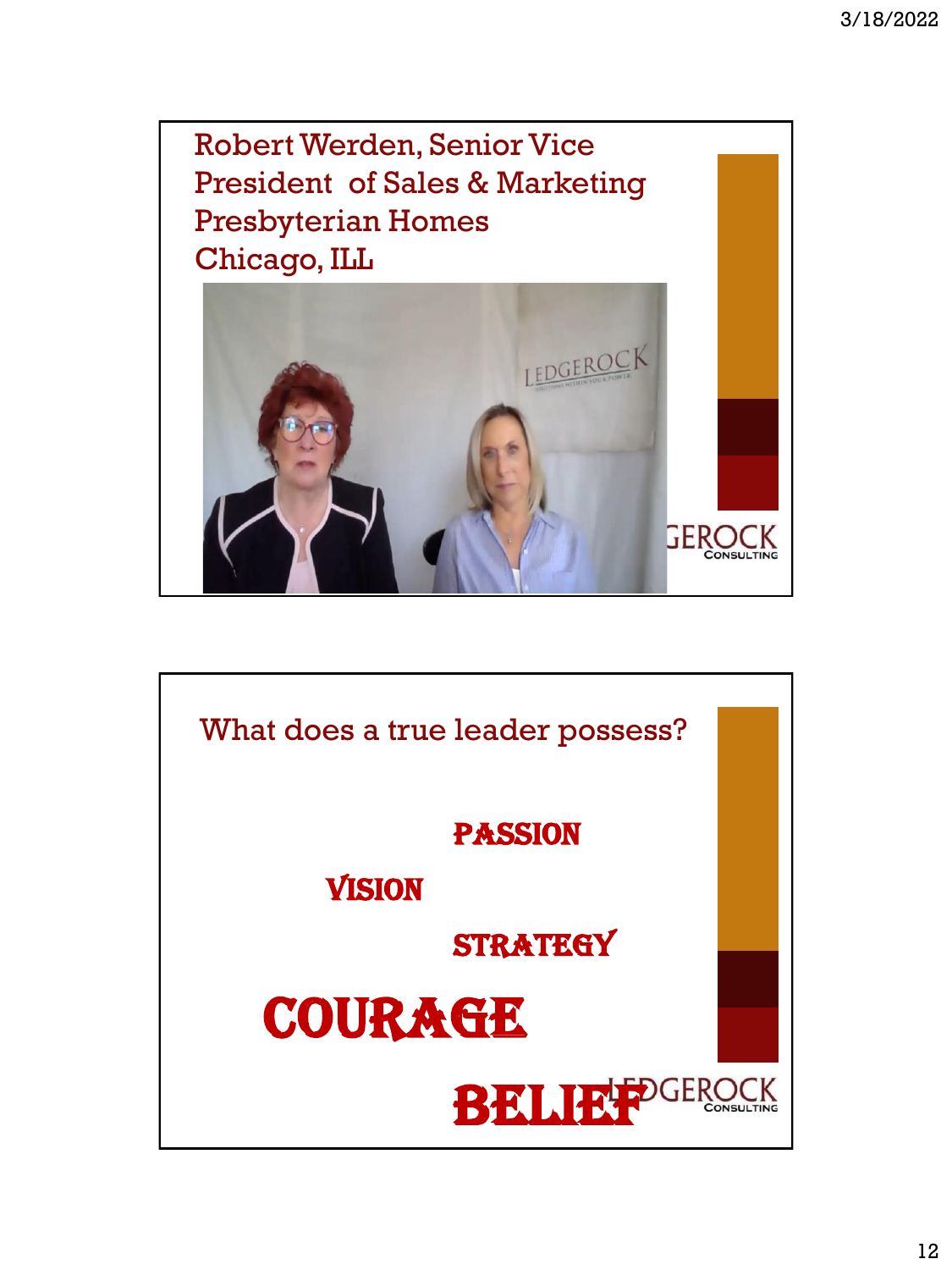Robert Werden, Senior Vice President of Sales & Marketing
Presbyterian Homes
Chicago, ILL

LEDGEROCK CONSULTING

---

What does a true leader possess?

PASSION

VISION

STRATEGY

COURAGE

BELIEF

LEDGEROCK CONSULTING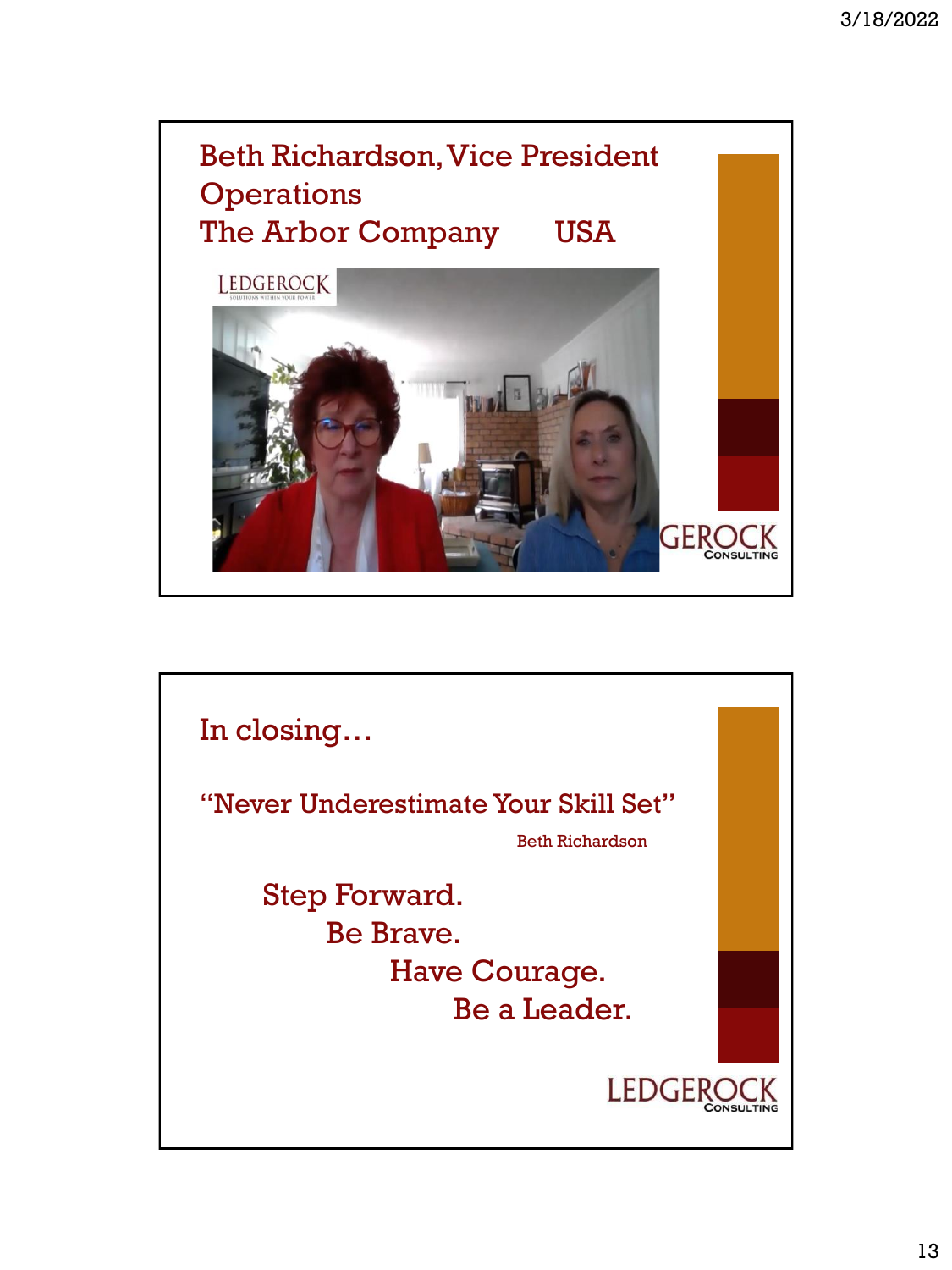## Beth Richardson, Vice President Operations
## The Arbor Company USA

LEDGEROCK

---

## In closing…

"Never Underestimate Your Skill Set"

Beth Richardson

Step Forward.

Be Brave.

Have Courage.

Be a Leader.

LEDGEROCK CONSULTING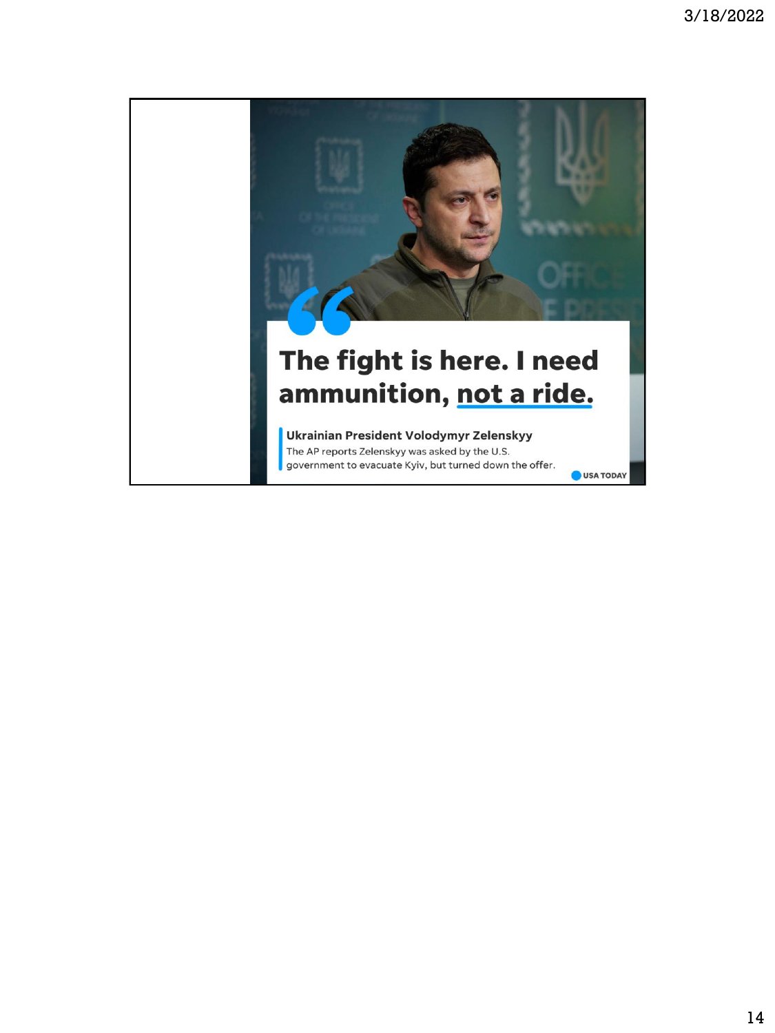The fight is here. I need ammunition, not a ride.

**Ukrainian President Volodymyr Zelenskyy**

The AP reports Zelenskyy was asked by the U.S. government to evacuate Kyiv, but turned down the offer.

USA TODAY